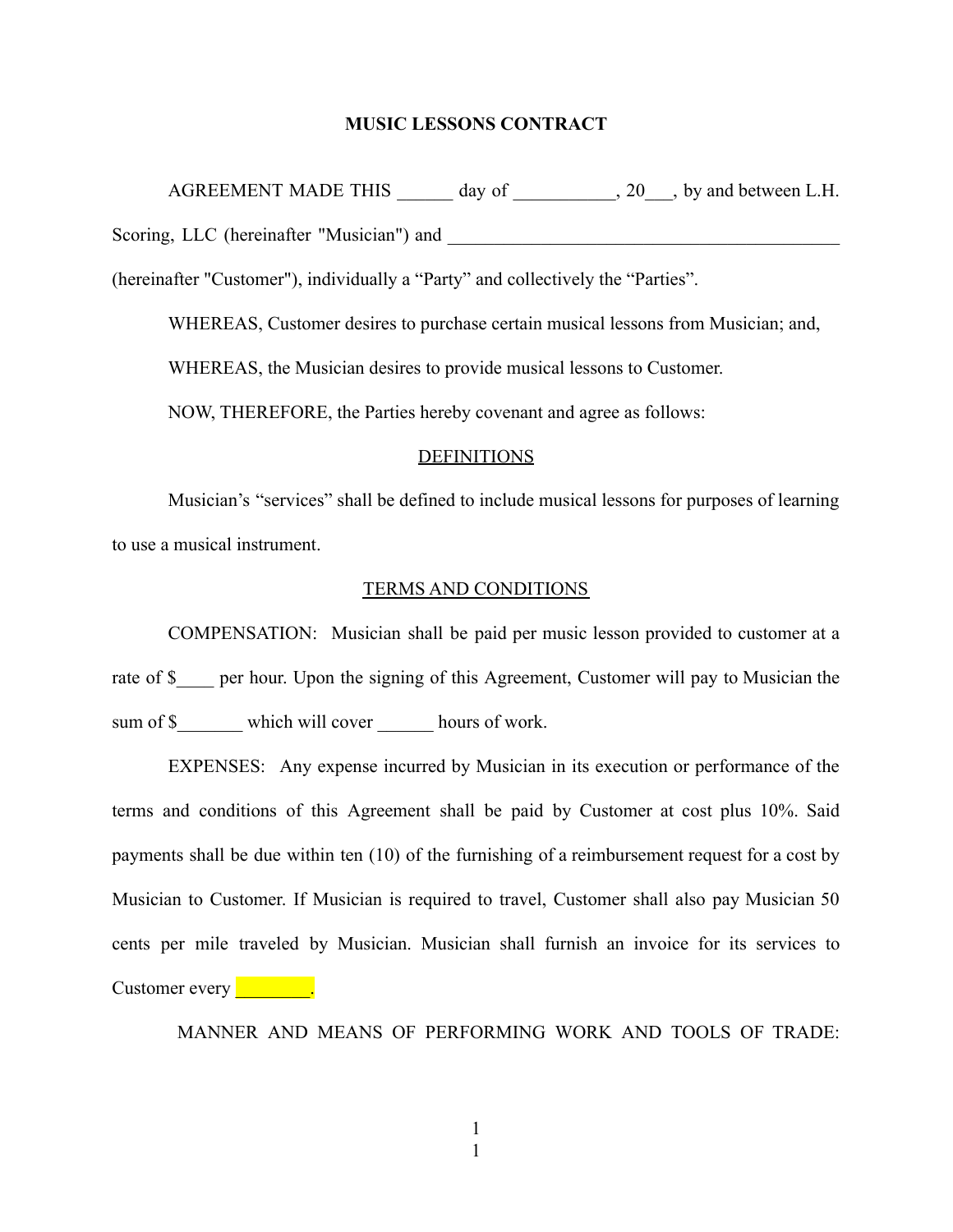# MUSIC LESSONS CONTRACT

AGREEMENT MADE THIS ______ day of ___________, 20___, by and between L.H. Scoring, LLC (hereinafter "Musician") and ___________________________________________ (hereinafter "Customer"), individually a "Party" and collectively the "Parties".

WHEREAS, Customer desires to purchase certain musical lessons from Musician; and,

WHEREAS, the Musician desires to provide musical lessons to Customer.

NOW, THEREFORE, the Parties hereby covenant and agree as follows:

## DEFINITIONS

Musician's "services" shall be defined to include musical lessons for purposes of learning to use a musical instrument.

## TERMS AND CONDITIONS

COMPENSATION: Musician shall be paid per music lesson provided to customer at a rate of $____ per hour. Upon the signing of this Agreement, Customer will pay to Musician the sum of $_______ which will cover ______ hours of work.

EXPENSES: Any expense incurred by Musician in its execution or performance of the terms and conditions of this Agreement shall be paid by Customer at cost plus 10%. Said payments shall be due within ten (10) of the furnishing of a reimbursement request for a cost by Musician to Customer. If Musician is required to travel, Customer shall also pay Musician 50 cents per mile traveled by Musician. Musician shall furnish an invoice for its services to Customer every ________.

MANNER AND MEANS OF PERFORMING WORK AND TOOLS OF TRADE: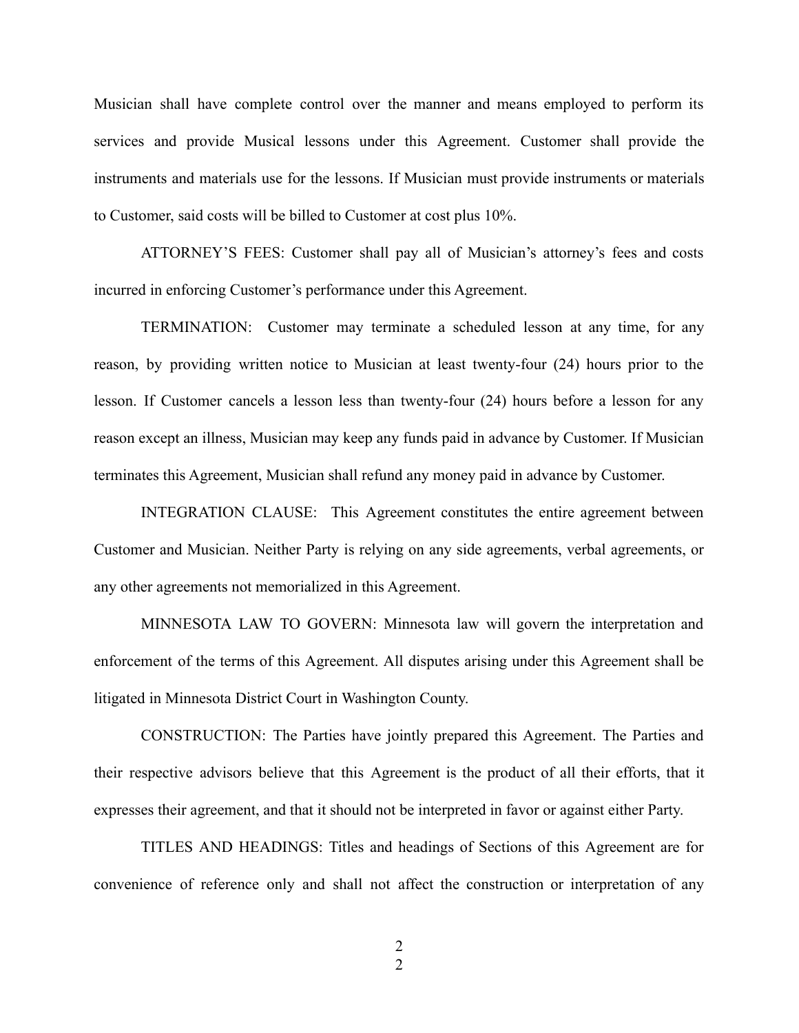Musician shall have complete control over the manner and means employed to perform its services and provide Musical lessons under this Agreement. Customer shall provide the instruments and materials use for the lessons. If Musician must provide instruments or materials to Customer, said costs will be billed to Customer at cost plus 10%.

ATTORNEY'S FEES: Customer shall pay all of Musician's attorney's fees and costs incurred in enforcing Customer's performance under this Agreement.

TERMINATION: Customer may terminate a scheduled lesson at any time, for any reason, by providing written notice to Musician at least twenty-four (24) hours prior to the lesson. If Customer cancels a lesson less than twenty-four (24) hours before a lesson for any reason except an illness, Musician may keep any funds paid in advance by Customer. If Musician terminates this Agreement, Musician shall refund any money paid in advance by Customer.

INTEGRATION CLAUSE: This Agreement constitutes the entire agreement between Customer and Musician. Neither Party is relying on any side agreements, verbal agreements, or any other agreements not memorialized in this Agreement.

MINNESOTA LAW TO GOVERN: Minnesota law will govern the interpretation and enforcement of the terms of this Agreement. All disputes arising under this Agreement shall be litigated in Minnesota District Court in Washington County.

CONSTRUCTION: The Parties have jointly prepared this Agreement. The Parties and their respective advisors believe that this Agreement is the product of all their efforts, that it expresses their agreement, and that it should not be interpreted in favor or against either Party.

TITLES AND HEADINGS: Titles and headings of Sections of this Agreement are for convenience of reference only and shall not affect the construction or interpretation of any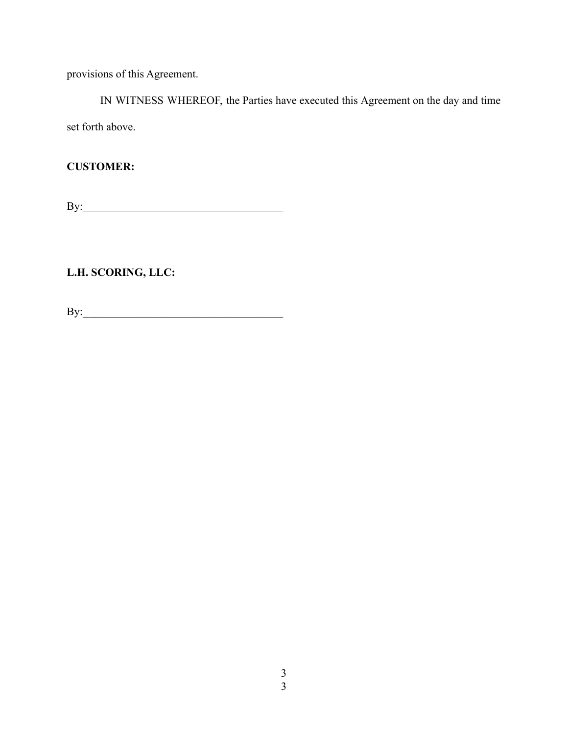provisions of this Agreement.

IN WITNESS WHEREOF, the Parties have executed this Agreement on the day and time set forth above.

**CUSTOMER:**

By:_____________________________________

**L.H. SCORING, LLC:**

By:_____________________________________